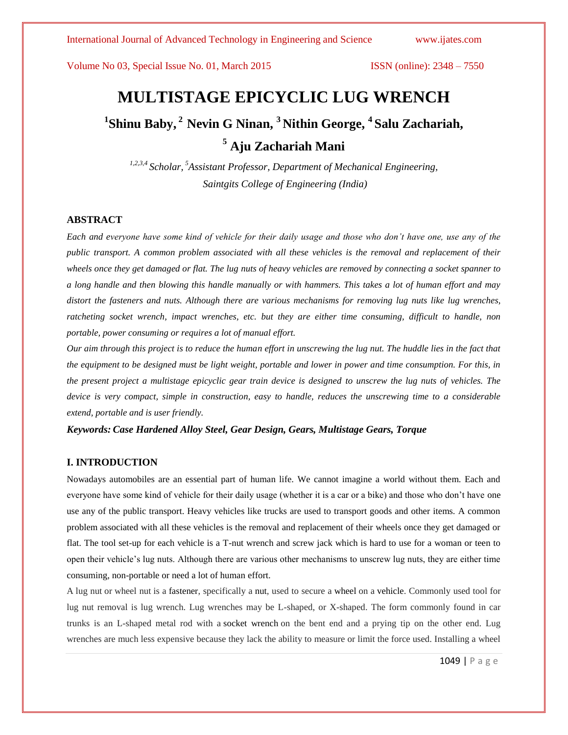# MULTISTAGE EPICYCLIC LUG WRENCH

**[1]Shinu Baby, [2] Nevin G Ninan, [3] Nithin George, [4] Salu Zachariah, [5] Aju Zachariah Mani**

*[1,2,3,4] Scholar, [5]Assistant Professor, Department of Mechanical Engineering,*
*Saintgits College of Engineering (India)*

## ABSTRACT

*Each and everyone have some kind of vehicle for their daily usage and those who don't have one, use any of the public transport. A common problem associated with all these vehicles is the removal and replacement of their wheels once they get damaged or flat. The lug nuts of heavy vehicles are removed by connecting a socket spanner to a long handle and then blowing this handle manually or with hammers. This takes a lot of human effort and may distort the fasteners and nuts. Although there are various mechanisms for removing lug nuts like lug wrenches, ratcheting socket wrench, impact wrenches, etc. but they are either time consuming, difficult to handle, non portable, power consuming or requires a lot of manual effort.*

*Our aim through this project is to reduce the human effort in unscrewing the lug nut. The huddle lies in the fact that the equipment to be designed must be light weight, portable and lower in power and time consumption. For this, in the present project a multistage epicyclic gear train device is designed to unscrew the lug nuts of vehicles. The device is very compact, simple in construction, easy to handle, reduces the unscrewing time to a considerable extend, portable and is user friendly.*

***Keywords: Case Hardened Alloy Steel, Gear Design, Gears, Multistage Gears, Torque***

## I. INTRODUCTION

Nowadays automobiles are an essential part of human life. We cannot imagine a world without them. Each and everyone have some kind of vehicle for their daily usage (whether it is a car or a bike) and those who don't have one use any of the public transport. Heavy vehicles like trucks are used to transport goods and other items. A common problem associated with all these vehicles is the removal and replacement of their wheels once they get damaged or flat. The tool set-up for each vehicle is a T-nut wrench and screw jack which is hard to use for a woman or teen to open their vehicle's lug nuts. Although there are various other mechanisms to unscrew lug nuts, they are either time consuming, non-portable or need a lot of human effort.

A lug nut or wheel nut is a fastener, specifically a nut, used to secure a wheel on a vehicle. Commonly used tool for lug nut removal is lug wrench. Lug wrenches may be L-shaped, or X-shaped. The form commonly found in car trunks is an L-shaped metal rod with a socket wrench on the bent end and a prying tip on the other end. Lug wrenches are much less expensive because they lack the ability to measure or limit the force used. Installing a wheel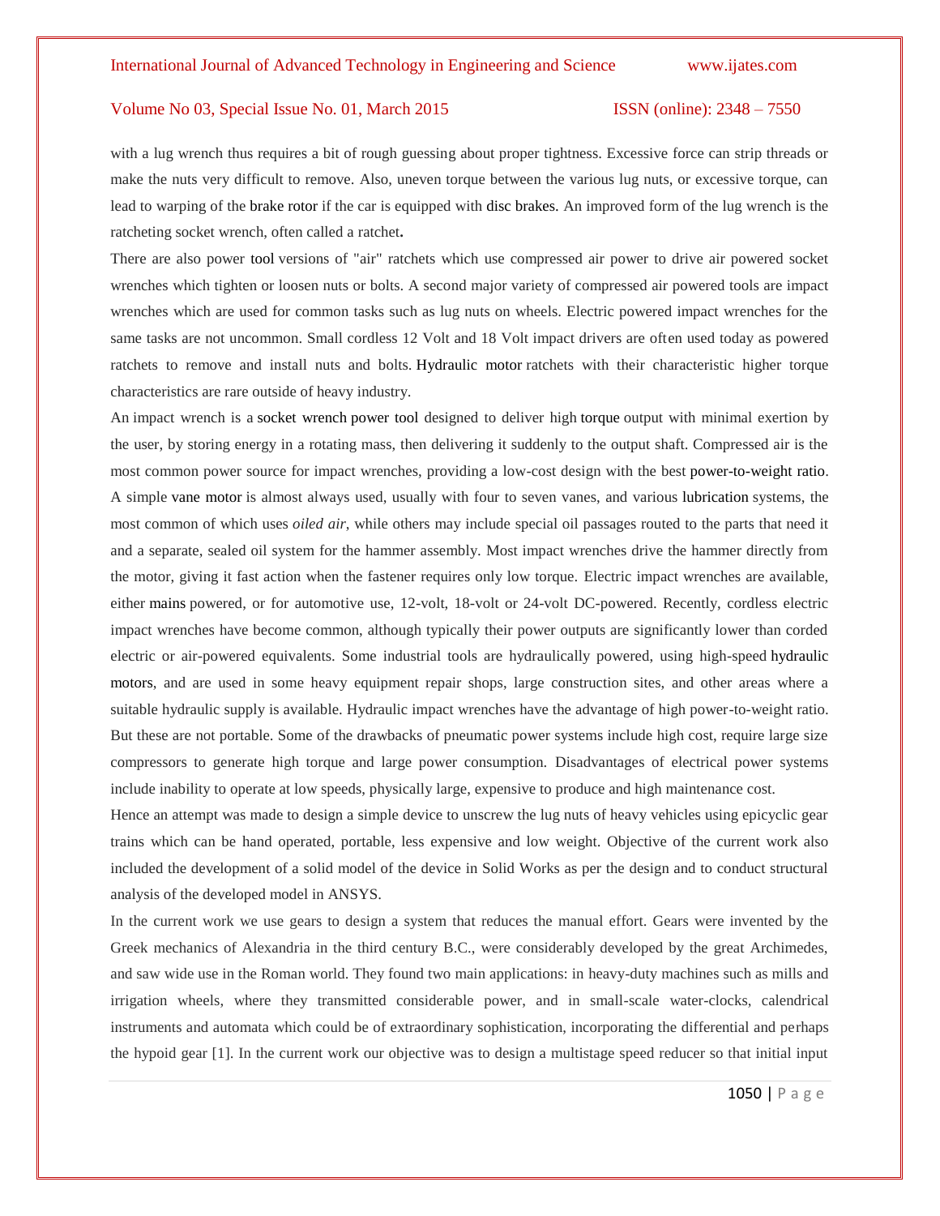with a lug wrench thus requires a bit of rough guessing about proper tightness. Excessive force can strip threads or make the nuts very difficult to remove. Also, uneven torque between the various lug nuts, or excessive torque, can lead to warping of the brake rotor if the car is equipped with disc brakes. An improved form of the lug wrench is the ratcheting socket wrench, often called a ratchet**.**

There are also power tool versions of "air" ratchets which use compressed air power to drive air powered socket wrenches which tighten or loosen nuts or bolts. A second major variety of compressed air powered tools are impact wrenches which are used for common tasks such as lug nuts on wheels. Electric powered impact wrenches for the same tasks are not uncommon. Small cordless 12 Volt and 18 Volt impact drivers are often used today as powered ratchets to remove and install nuts and bolts. Hydraulic motor ratchets with their characteristic higher torque characteristics are rare outside of heavy industry.

An impact wrench is a socket wrench power tool designed to deliver high torque output with minimal exertion by the user, by storing energy in a rotating mass, then delivering it suddenly to the output shaft. Compressed air is the most common power source for impact wrenches, providing a low-cost design with the best power-to-weight ratio. A simple vane motor is almost always used, usually with four to seven vanes, and various lubrication systems, the most common of which uses *oiled air*, while others may include special oil passages routed to the parts that need it and a separate, sealed oil system for the hammer assembly. Most impact wrenches drive the hammer directly from the motor, giving it fast action when the fastener requires only low torque. Electric impact wrenches are available, either mains powered, or for automotive use, 12-volt, 18-volt or 24-volt DC-powered. Recently, cordless electric impact wrenches have become common, although typically their power outputs are significantly lower than corded electric or air-powered equivalents. Some industrial tools are hydraulically powered, using high-speed hydraulic motors, and are used in some heavy equipment repair shops, large construction sites, and other areas where a suitable hydraulic supply is available. Hydraulic impact wrenches have the advantage of high power-to-weight ratio. But these are not portable. Some of the drawbacks of pneumatic power systems include high cost, require large size compressors to generate high torque and large power consumption. Disadvantages of electrical power systems include inability to operate at low speeds, physically large, expensive to produce and high maintenance cost.

Hence an attempt was made to design a simple device to unscrew the lug nuts of heavy vehicles using epicyclic gear trains which can be hand operated, portable, less expensive and low weight. Objective of the current work also included the development of a solid model of the device in Solid Works as per the design and to conduct structural analysis of the developed model in ANSYS.

In the current work we use gears to design a system that reduces the manual effort. Gears were invented by the Greek mechanics of Alexandria in the third century B.C., were considerably developed by the great Archimedes, and saw wide use in the Roman world. They found two main applications: in heavy-duty machines such as mills and irrigation wheels, where they transmitted considerable power, and in small-scale water-clocks, calendrical instruments and automata which could be of extraordinary sophistication, incorporating the differential and perhaps the hypoid gear [1]. In the current work our objective was to design a multistage speed reducer so that initial input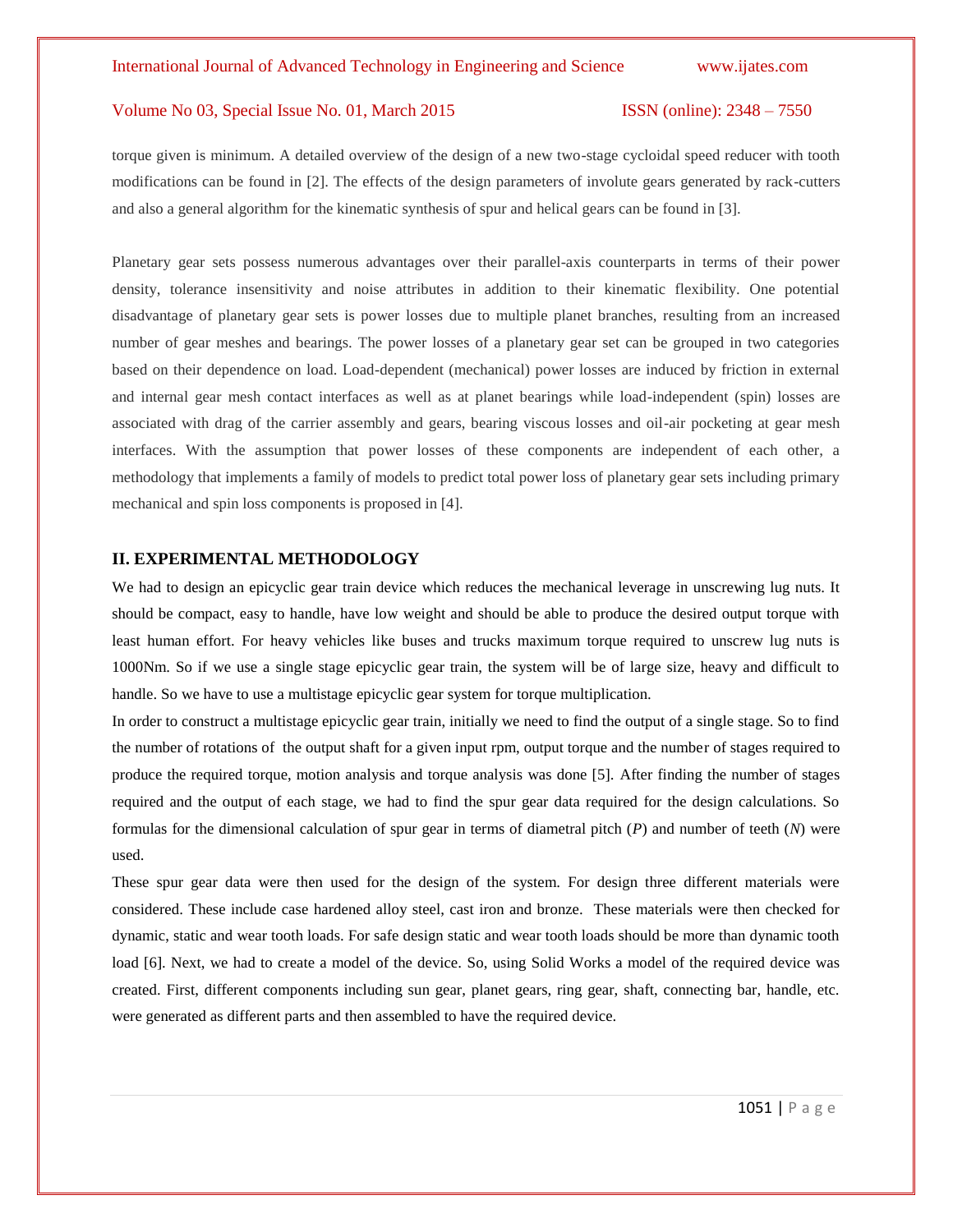torque given is minimum. A detailed overview of the design of a new two-stage cycloidal speed reducer with tooth modifications can be found in [2]. The effects of the design parameters of involute gears generated by rack-cutters and also a general algorithm for the kinematic synthesis of spur and helical gears can be found in [3].

Planetary gear sets possess numerous advantages over their parallel-axis counterparts in terms of their power density, tolerance insensitivity and noise attributes in addition to their kinematic flexibility. One potential disadvantage of planetary gear sets is power losses due to multiple planet branches, resulting from an increased number of gear meshes and bearings. The power losses of a planetary gear set can be grouped in two categories based on their dependence on load. Load-dependent (mechanical) power losses are induced by friction in external and internal gear mesh contact interfaces as well as at planet bearings while load-independent (spin) losses are associated with drag of the carrier assembly and gears, bearing viscous losses and oil-air pocketing at gear mesh interfaces. With the assumption that power losses of these components are independent of each other, a methodology that implements a family of models to predict total power loss of planetary gear sets including primary mechanical and spin loss components is proposed in [4].

## II. EXPERIMENTAL METHODOLOGY

We had to design an epicyclic gear train device which reduces the mechanical leverage in unscrewing lug nuts. It should be compact, easy to handle, have low weight and should be able to produce the desired output torque with least human effort. For heavy vehicles like buses and trucks maximum torque required to unscrew lug nuts is 1000Nm. So if we use a single stage epicyclic gear train, the system will be of large size, heavy and difficult to handle. So we have to use a multistage epicyclic gear system for torque multiplication.

In order to construct a multistage epicyclic gear train, initially we need to find the output of a single stage. So to find the number of rotations of the output shaft for a given input rpm, output torque and the number of stages required to produce the required torque, motion analysis and torque analysis was done [5]. After finding the number of stages required and the output of each stage, we had to find the spur gear data required for the design calculations. So formulas for the dimensional calculation of spur gear in terms of diametral pitch ($P$) and number of teeth ($N$) were used.

These spur gear data were then used for the design of the system. For design three different materials were considered. These include case hardened alloy steel, cast iron and bronze. These materials were then checked for dynamic, static and wear tooth loads. For safe design static and wear tooth loads should be more than dynamic tooth load [6]. Next, we had to create a model of the device. So, using Solid Works a model of the required device was created. First, different components including sun gear, planet gears, ring gear, shaft, connecting bar, handle, etc. were generated as different parts and then assembled to have the required device.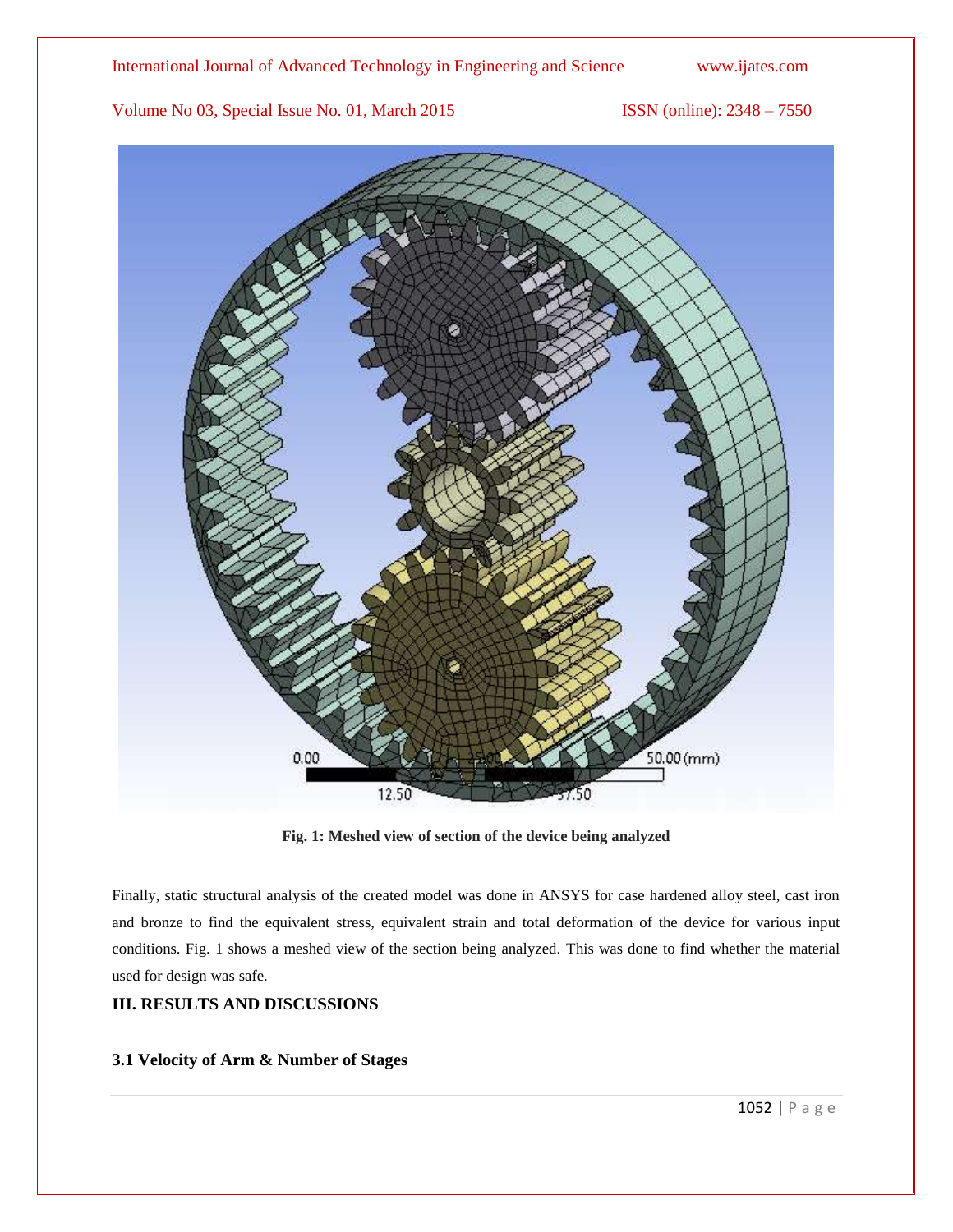Fig. 1: Meshed view of section of the device being analyzed

Finally, static structural analysis of the created model was done in ANSYS for case hardened alloy steel, cast iron and bronze to find the equivalent stress, equivalent strain and total deformation of the device for various input conditions. Fig. 1 shows a meshed view of the section being analyzed. This was done to find whether the material used for design was safe.

## III. RESULTS AND DISCUSSIONS

### 3.1 Velocity of Arm & Number of Stages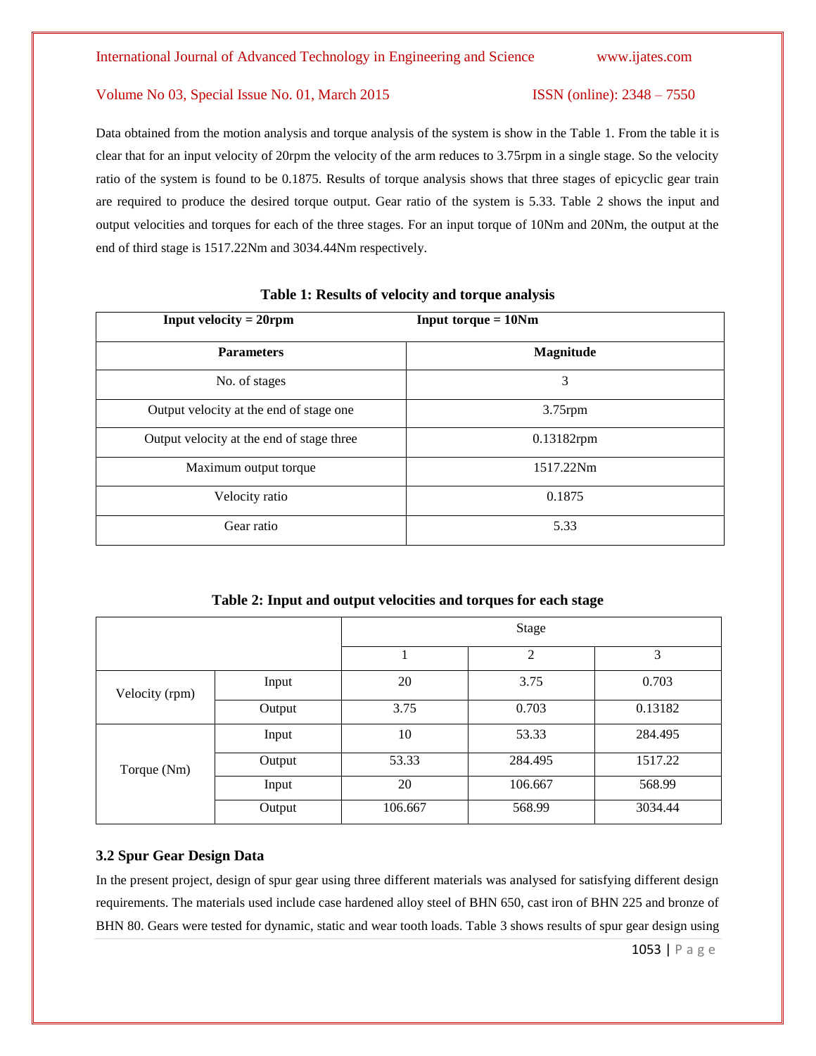Data obtained from the motion analysis and torque analysis of the system is show in the Table 1. From the table it is clear that for an input velocity of 20rpm the velocity of the arm reduces to 3.75rpm in a single stage. So the velocity ratio of the system is found to be 0.1875. Results of torque analysis shows that three stages of epicyclic gear train are required to produce the desired torque output. Gear ratio of the system is 5.33. Table 2 shows the input and output velocities and torques for each of the three stages. For an input torque of 10Nm and 20Nm, the output at the end of third stage is 1517.22Nm and 3034.44Nm respectively.

**Table 1: Results of velocity and torque analysis**

| **Input velocity = 20rpm** | **Input torque = 10Nm** |
|---|---|
| **Parameters** | **Magnitude** |
| No. of stages | 3 |
| Output velocity at the end of stage one | 3.75rpm |
| Output velocity at the end of stage three | 0.13182rpm |
| Maximum output torque | 1517.22Nm |
| Velocity ratio | 0.1875 |
| Gear ratio | 5.33 |

**Table 2: Input and output velocities and torques for each stage**

| | | Stage | | |
|---|---|---|---|---|
| | | 1 | 2 | 3 |
| Velocity (rpm) | Input | 20 | 3.75 | 0.703 |
| | Output | 3.75 | 0.703 | 0.13182 |
| Torque (Nm) | Input | 10 | 53.33 | 284.495 |
| | Output | 53.33 | 284.495 | 1517.22 |
| | Input | 20 | 106.667 | 568.99 |
| | Output | 106.667 | 568.99 | 3034.44 |

### 3.2 Spur Gear Design Data

In the present project, design of spur gear using three different materials was analysed for satisfying different design requirements. The materials used include case hardened alloy steel of BHN 650, cast iron of BHN 225 and bronze of BHN 80. Gears were tested for dynamic, static and wear tooth loads. Table 3 shows results of spur gear design using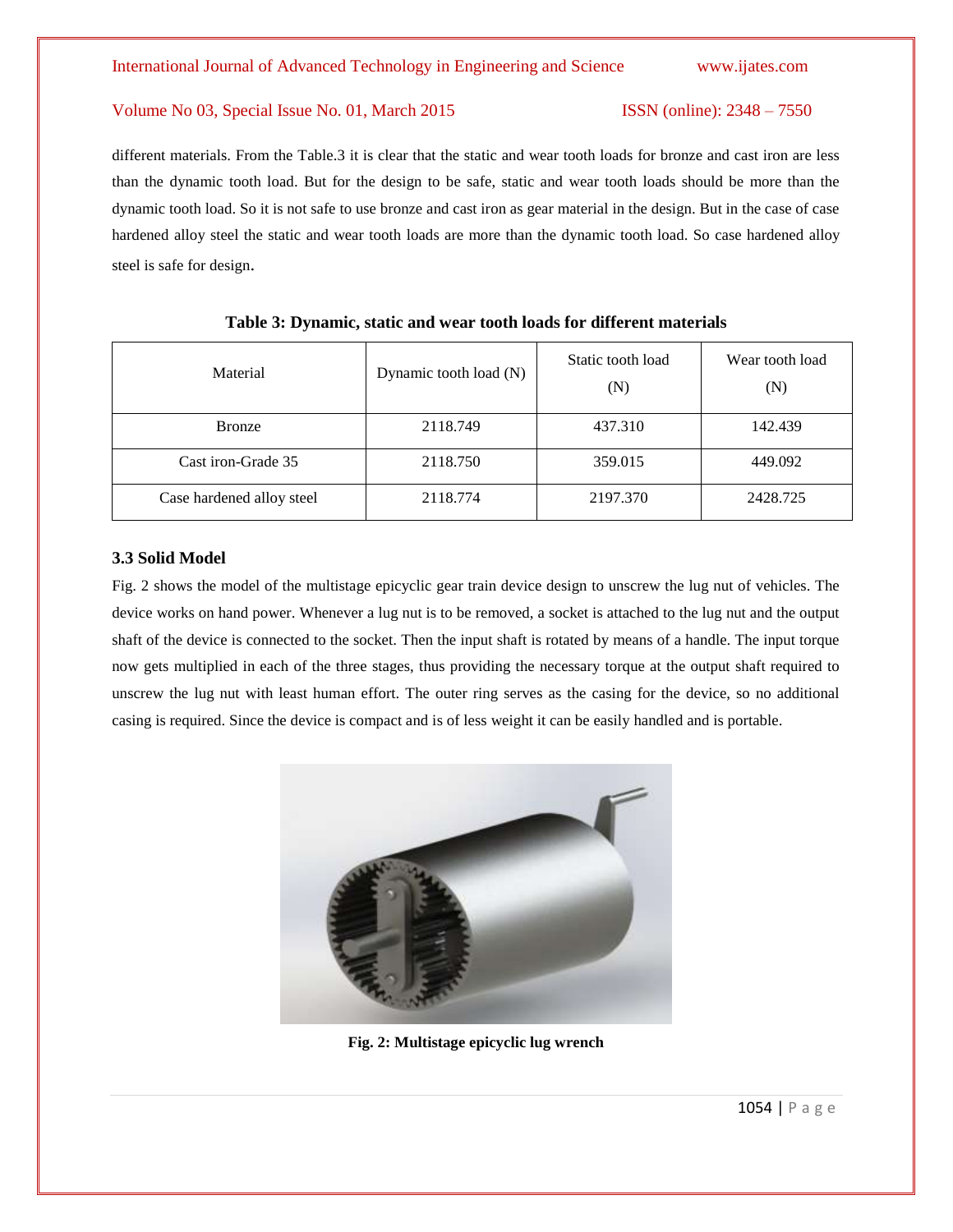different materials. From the Table.3 it is clear that the static and wear tooth loads for bronze and cast iron are less than the dynamic tooth load. But for the design to be safe, static and wear tooth loads should be more than the dynamic tooth load. So it is not safe to use bronze and cast iron as gear material in the design. But in the case of case hardened alloy steel the static and wear tooth loads are more than the dynamic tooth load. So case hardened alloy steel is safe for design.

**Table 3: Dynamic, static and wear tooth loads for different materials**

| Material | Dynamic tooth load (N) | Static tooth load (N) | Wear tooth load (N) |
|---|---|---|---|
| Bronze | 2118.749 | 437.310 | 142.439 |
| Cast iron-Grade 35 | 2118.750 | 359.015 | 449.092 |
| Case hardened alloy steel | 2118.774 | 2197.370 | 2428.725 |

### 3.3 Solid Model

Fig. 2 shows the model of the multistage epicyclic gear train device design to unscrew the lug nut of vehicles. The device works on hand power. Whenever a lug nut is to be removed, a socket is attached to the lug nut and the output shaft of the device is connected to the socket. Then the input shaft is rotated by means of a handle. The input torque now gets multiplied in each of the three stages, thus providing the necessary torque at the output shaft required to unscrew the lug nut with least human effort. The outer ring serves as the casing for the device, so no additional casing is required. Since the device is compact and is of less weight it can be easily handled and is portable.

**Fig. 2: Multistage epicyclic lug wrench**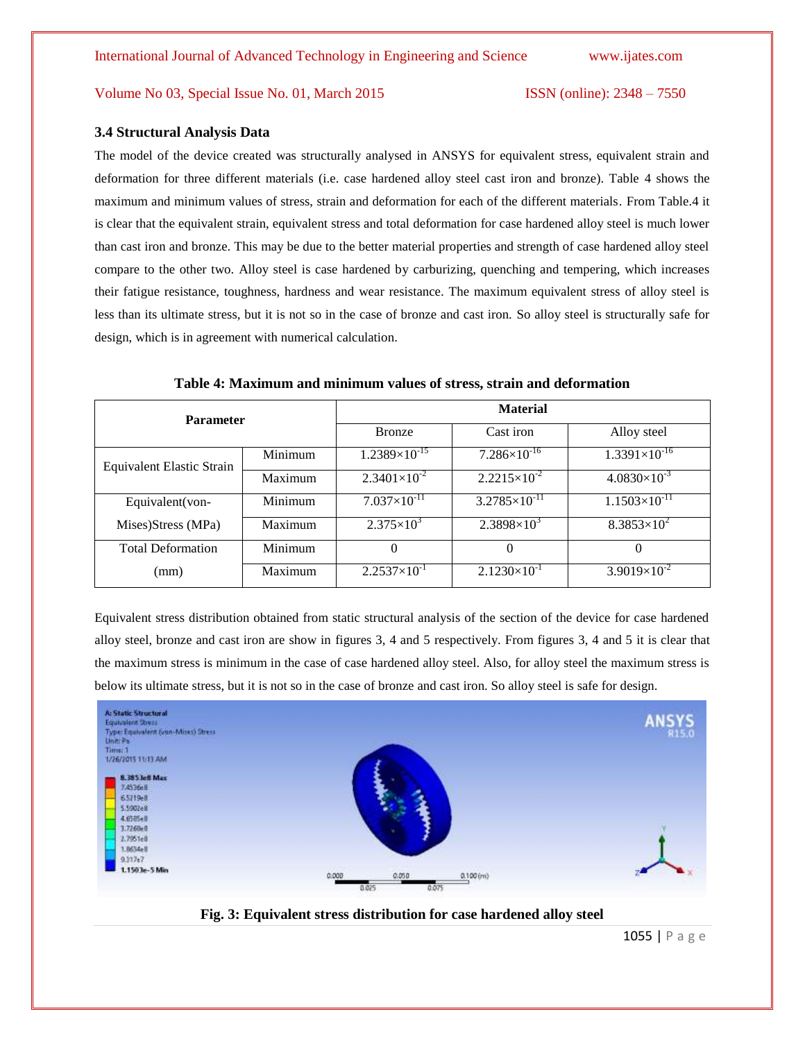### 3.4 Structural Analysis Data

The model of the device created was structurally analysed in ANSYS for equivalent stress, equivalent strain and deformation for three different materials (i.e. case hardened alloy steel cast iron and bronze). Table 4 shows the maximum and minimum values of stress, strain and deformation for each of the different materials. From Table.4 it is clear that the equivalent strain, equivalent stress and total deformation for case hardened alloy steel is much lower than cast iron and bronze. This may be due to the better material properties and strength of case hardened alloy steel compare to the other two. Alloy steel is case hardened by carburizing, quenching and tempering, which increases their fatigue resistance, toughness, hardness and wear resistance. The maximum equivalent stress of alloy steel is less than its ultimate stress, but it is not so in the case of bronze and cast iron. So alloy steel is structurally safe for design, which is in agreement with numerical calculation.

**Table 4: Maximum and minimum values of stress, strain and deformation**

| Parameter | | Material | | |
|---|---|---|---|---|
| | | Bronze | Cast iron | Alloy steel |
| Equivalent Elastic Strain | Minimum | $1.2389\times10^{-15}$ | $7.286\times10^{-16}$ | $1.3391\times10^{-16}$ |
| | Maximum | $2.3401\times10^{-2}$ | $2.2215\times10^{-2}$ | $4.0830\times10^{-3}$ |
| Equivalent(von-Mises)Stress (MPa) | Minimum | $7.037\times10^{-11}$ | $3.2785\times10^{-11}$ | $1.1503\times10^{-11}$ |
| | Maximum | $2.375\times10^{3}$ | $2.3898\times10^{3}$ | $8.3853\times10^{2}$ |
| Total Deformation (mm) | Minimum | 0 | 0 | 0 |
| | Maximum | $2.2537\times10^{-1}$ | $2.1230\times10^{-1}$ | $3.9019\times10^{-2}$ |

Equivalent stress distribution obtained from static structural analysis of the section of the device for case hardened alloy steel, bronze and cast iron are show in figures 3, 4 and 5 respectively. From figures 3, 4 and 5 it is clear that the maximum stress is minimum in the case of case hardened alloy steel. Also, for alloy steel the maximum stress is below its ultimate stress, but it is not so in the case of bronze and cast iron. So alloy steel is safe for design.

**Fig. 3: Equivalent stress distribution for case hardened alloy steel**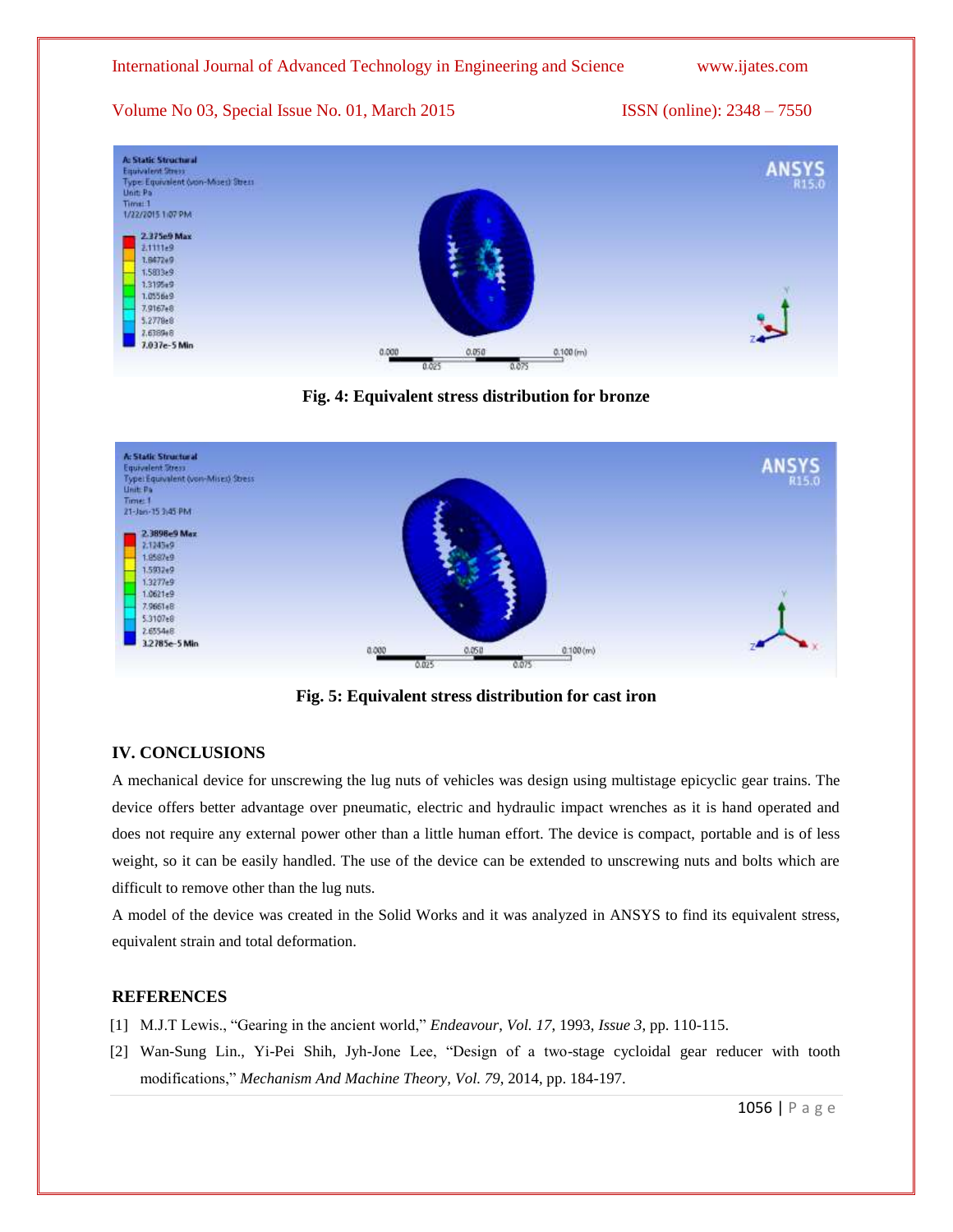Fig. 4: Equivalent stress distribution for bronze

Fig. 5: Equivalent stress distribution for cast iron

## IV. CONCLUSIONS

A mechanical device for unscrewing the lug nuts of vehicles was design using multistage epicyclic gear trains. The device offers better advantage over pneumatic, electric and hydraulic impact wrenches as it is hand operated and does not require any external power other than a little human effort. The device is compact, portable and is of less weight, so it can be easily handled. The use of the device can be extended to unscrewing nuts and bolts which are difficult to remove other than the lug nuts.

A model of the device was created in the Solid Works and it was analyzed in ANSYS to find its equivalent stress, equivalent strain and total deformation.

## REFERENCES

[1] M.J.T Lewis., "Gearing in the ancient world," *Endeavour*, *Vol. 17*, 1993, *Issue 3*, pp. 110-115.

[2] Wan-Sung Lin., Yi-Pei Shih, Jyh-Jone Lee, "Design of a two-stage cycloidal gear reducer with tooth modifications," *Mechanism And Machine Theory, Vol. 79*, 2014, pp. 184-197.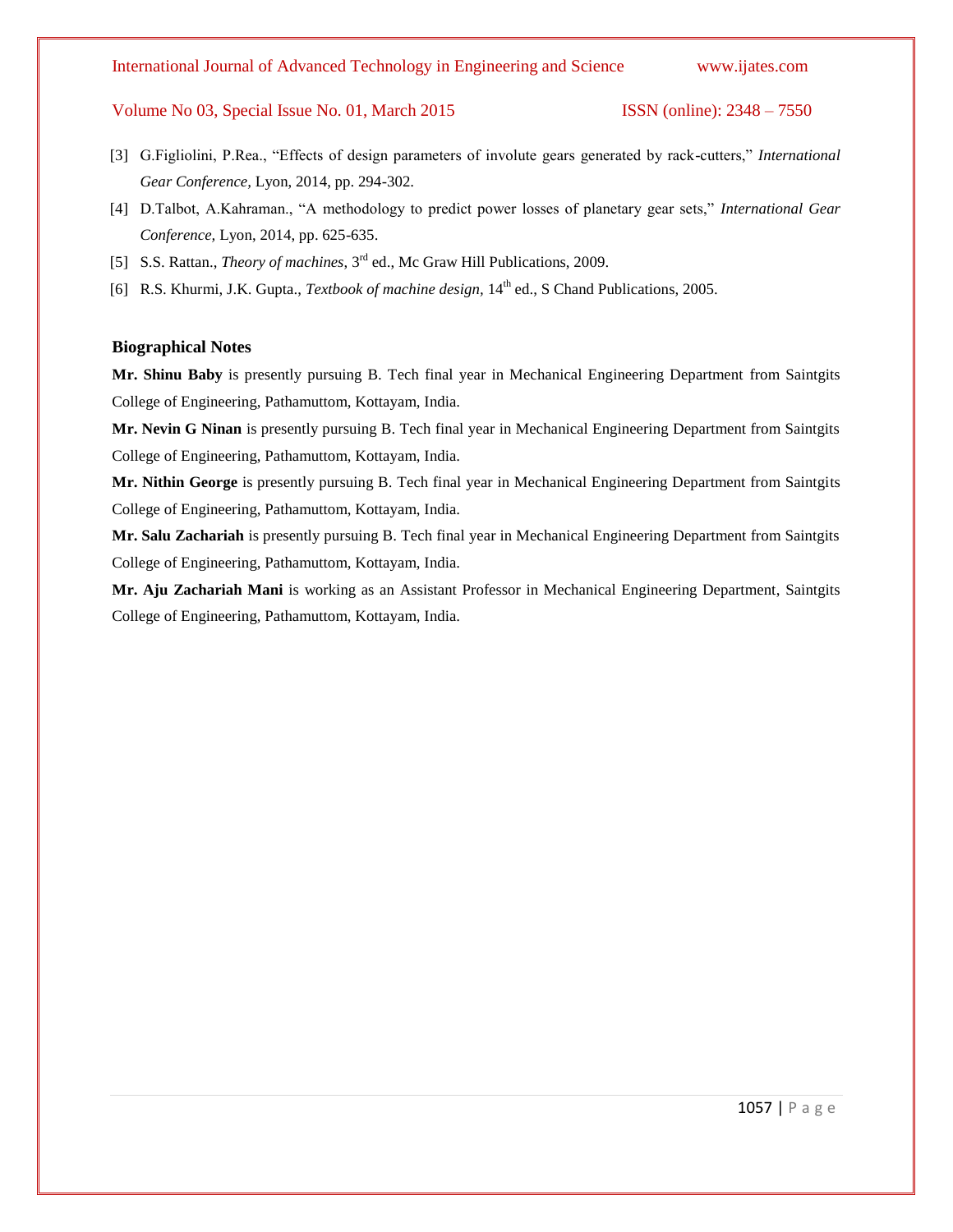[3] G.Figliolini, P.Rea., "Effects of design parameters of involute gears generated by rack-cutters," *International Gear Conference,* Lyon, 2014, pp. 294-302.

[4] D.Talbot, A.Kahraman., "A methodology to predict power losses of planetary gear sets," *International Gear Conference,* Lyon, 2014, pp. 625-635.

[5] S.S. Rattan., *Theory of machines,* 3rd ed., Mc Graw Hill Publications, 2009.

[6] R.S. Khurmi, J.K. Gupta., *Textbook of machine design,* 14th ed., S Chand Publications, 2005.

### Biographical Notes

**Mr. Shinu Baby** is presently pursuing B. Tech final year in Mechanical Engineering Department from Saintgits College of Engineering, Pathamuttom, Kottayam, India.

**Mr. Nevin G Ninan** is presently pursuing B. Tech final year in Mechanical Engineering Department from Saintgits College of Engineering, Pathamuttom, Kottayam, India.

**Mr. Nithin George** is presently pursuing B. Tech final year in Mechanical Engineering Department from Saintgits College of Engineering, Pathamuttom, Kottayam, India.

**Mr. Salu Zachariah** is presently pursuing B. Tech final year in Mechanical Engineering Department from Saintgits College of Engineering, Pathamuttom, Kottayam, India.

**Mr. Aju Zachariah Mani** is working as an Assistant Professor in Mechanical Engineering Department, Saintgits College of Engineering, Pathamuttom, Kottayam, India.